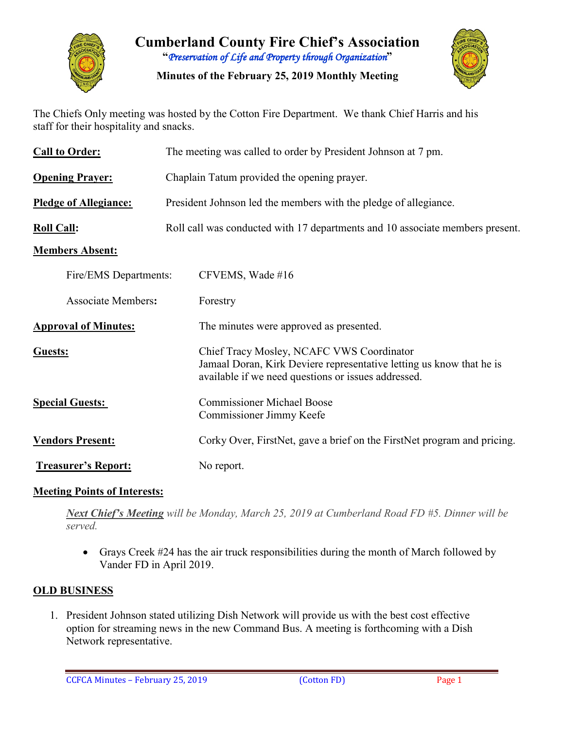# Cumberland County Fire Chief's Association

"*Preservation of Life and Property through Organization*"

**Minutes of the February 25, 2019 Monthly Meeting**

The Chiefs Only meeting was hosted by the Cotton Fire Department. We thank Chief Harris and his staff for their hospitality and snacks.

**Call to Order:** The meeting was called to order by President Johnson at 7 pm.

**Opening Prayer:** Chaplain Tatum provided the opening prayer.

**Pledge of Allegiance:** President Johnson led the members with the pledge of allegiance.

**Roll Call:** Roll call was conducted with 17 departments and 10 associate members present.

**Members Absent:**

Fire/EMS Departments: CFVEMS, Wade #16

Associate Members: Forestry

**Approval of Minutes:** The minutes were approved as presented.

**Guests:** Chief Tracy Mosley, NCAFC VWS Coordinator
Jamaal Doran, Kirk Deviere representative letting us know that he is available if we need questions or issues addressed.

**Special Guests:** Commissioner Michael Boose
Commissioner Jimmy Keefe

**Vendors Present:** Corky Over, FirstNet, gave a brief on the FirstNet program and pricing.

**Treasurer's Report:** No report.

**Meeting Points of Interests:**

***Next Chief's Meeting*** *will be Monday, March 25, 2019 at Cumberland Road FD #5. Dinner will be served.*

- Grays Creek #24 has the air truck responsibilities during the month of March followed by Vander FD in April 2019.

## OLD BUSINESS

1. President Johnson stated utilizing Dish Network will provide us with the best cost effective option for streaming news in the new Command Bus. A meeting is forthcoming with a Dish Network representative.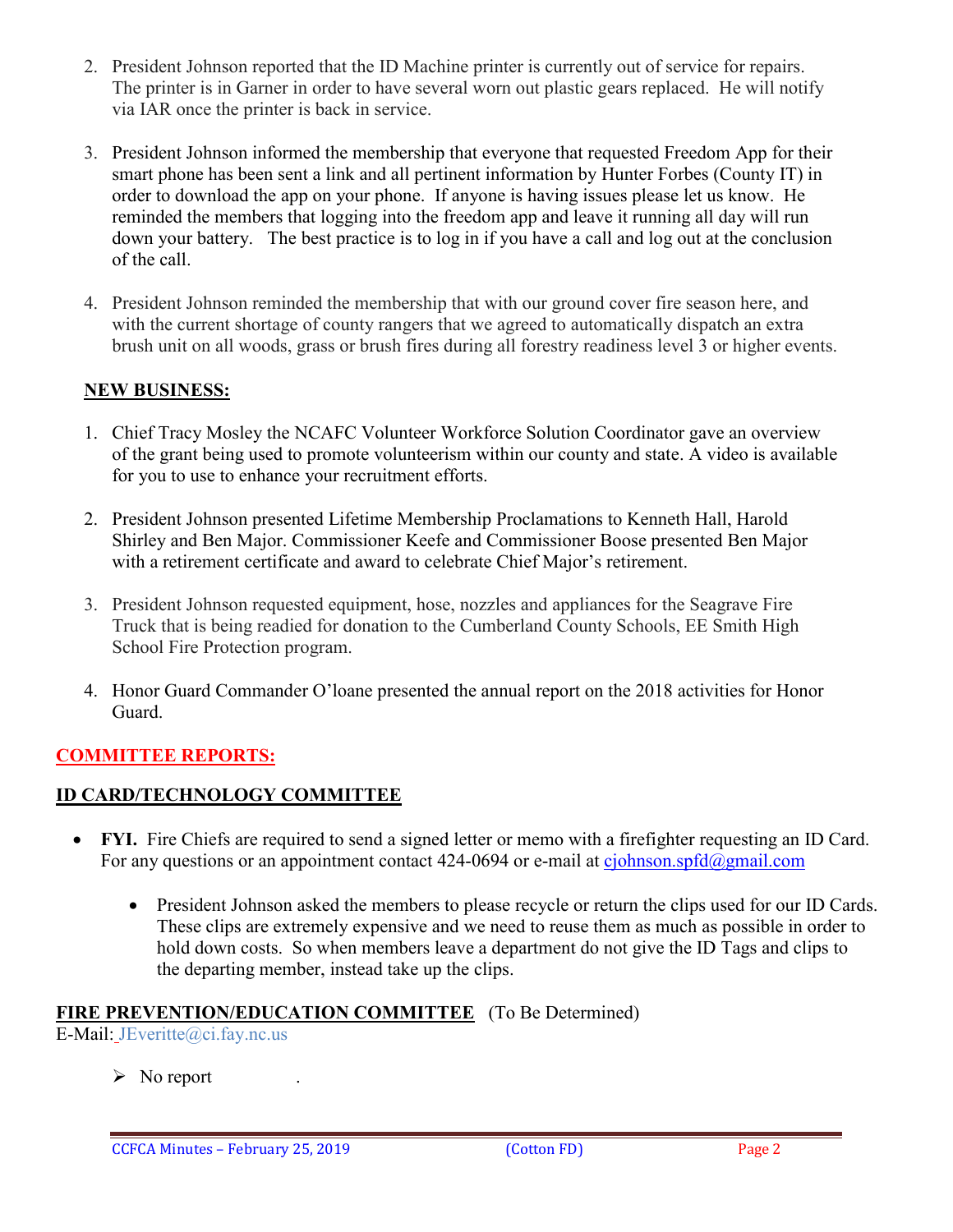2. President Johnson reported that the ID Machine printer is currently out of service for repairs. The printer is in Garner in order to have several worn out plastic gears replaced. He will notify via IAR once the printer is back in service.

3. President Johnson informed the membership that everyone that requested Freedom App for their smart phone has been sent a link and all pertinent information by Hunter Forbes (County IT) in order to download the app on your phone. If anyone is having issues please let us know. He reminded the members that logging into the freedom app and leave it running all day will run down your battery. The best practice is to log in if you have a call and log out at the conclusion of the call.

4. President Johnson reminded the membership that with our ground cover fire season here, and with the current shortage of county rangers that we agreed to automatically dispatch an extra brush unit on all woods, grass or brush fires during all forestry readiness level 3 or higher events.

## NEW BUSINESS:

1. Chief Tracy Mosley the NCAFC Volunteer Workforce Solution Coordinator gave an overview of the grant being used to promote volunteerism within our county and state. A video is available for you to use to enhance your recruitment efforts.

2. President Johnson presented Lifetime Membership Proclamations to Kenneth Hall, Harold Shirley and Ben Major. Commissioner Keefe and Commissioner Boose presented Ben Major with a retirement certificate and award to celebrate Chief Major's retirement.

3. President Johnson requested equipment, hose, nozzles and appliances for the Seagrave Fire Truck that is being readied for donation to the Cumberland County Schools, EE Smith High School Fire Protection program.

4. Honor Guard Commander O'loane presented the annual report on the 2018 activities for Honor Guard.

## COMMITTEE REPORTS:

### ID CARD/TECHNOLOGY COMMITTEE

- **FYI.** Fire Chiefs are required to send a signed letter or memo with a firefighter requesting an ID Card. For any questions or an appointment contact 424-0694 or e-mail at cjohnson.spfd@gmail.com

  - President Johnson asked the members to please recycle or return the clips used for our ID Cards. These clips are extremely expensive and we need to reuse them as much as possible in order to hold down costs. So when members leave a department do not give the ID Tags and clips to the departing member, instead take up the clips.

### FIRE PREVENTION/EDUCATION COMMITTEE (To Be Determined)

E-Mail: JEveritte@ci.fay.nc.us

- No report .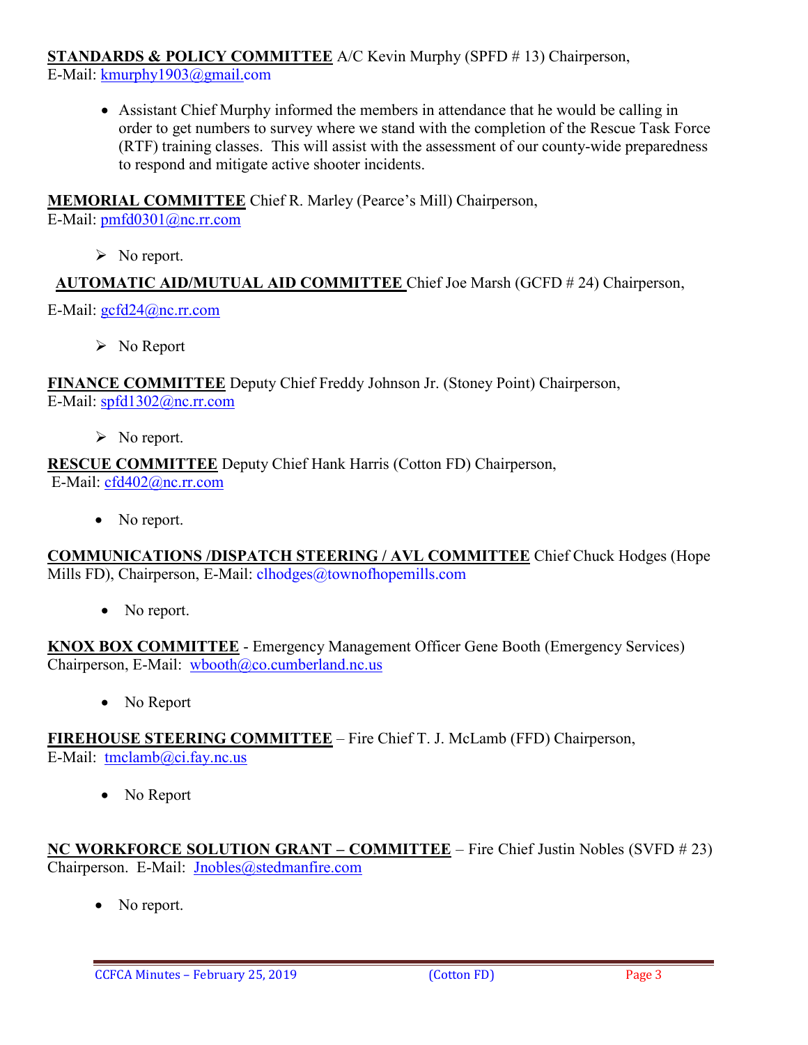**STANDARDS & POLICY COMMITTEE** A/C Kevin Murphy (SPFD # 13) Chairperson,
E-Mail: kmurphy1903@gmail.com

- Assistant Chief Murphy informed the members in attendance that he would be calling in order to get numbers to survey where we stand with the completion of the Rescue Task Force (RTF) training classes. This will assist with the assessment of our county-wide preparedness to respond and mitigate active shooter incidents.

**MEMORIAL COMMITTEE** Chief R. Marley (Pearce's Mill) Chairperson,
E-Mail: pmfd0301@nc.rr.com

- No report.

**AUTOMATIC AID/MUTUAL AID COMMITTEE** Chief Joe Marsh (GCFD # 24) Chairperson,

E-Mail: gcfd24@nc.rr.com

- No Report

**FINANCE COMMITTEE** Deputy Chief Freddy Johnson Jr. (Stoney Point) Chairperson,
E-Mail: spfd1302@nc.rr.com

- No report.

**RESCUE COMMITTEE** Deputy Chief Hank Harris (Cotton FD) Chairperson,
E-Mail: cfd402@nc.rr.com

- No report.

**COMMUNICATIONS /DISPATCH STEERING / AVL COMMITTEE** Chief Chuck Hodges (Hope Mills FD), Chairperson, E-Mail: clhodges@townofhopemills.com

- No report.

**KNOX BOX COMMITTEE** - Emergency Management Officer Gene Booth (Emergency Services) Chairperson, E-Mail: wbooth@co.cumberland.nc.us

- No Report

**FIREHOUSE STEERING COMMITTEE** – Fire Chief T. J. McLamb (FFD) Chairperson,
E-Mail: tmclamb@ci.fay.nc.us

- No Report

**NC WORKFORCE SOLUTION GRANT – COMMITTEE** – Fire Chief Justin Nobles (SVFD # 23) Chairperson. E-Mail: Jnobles@stedmanfire.com

- No report.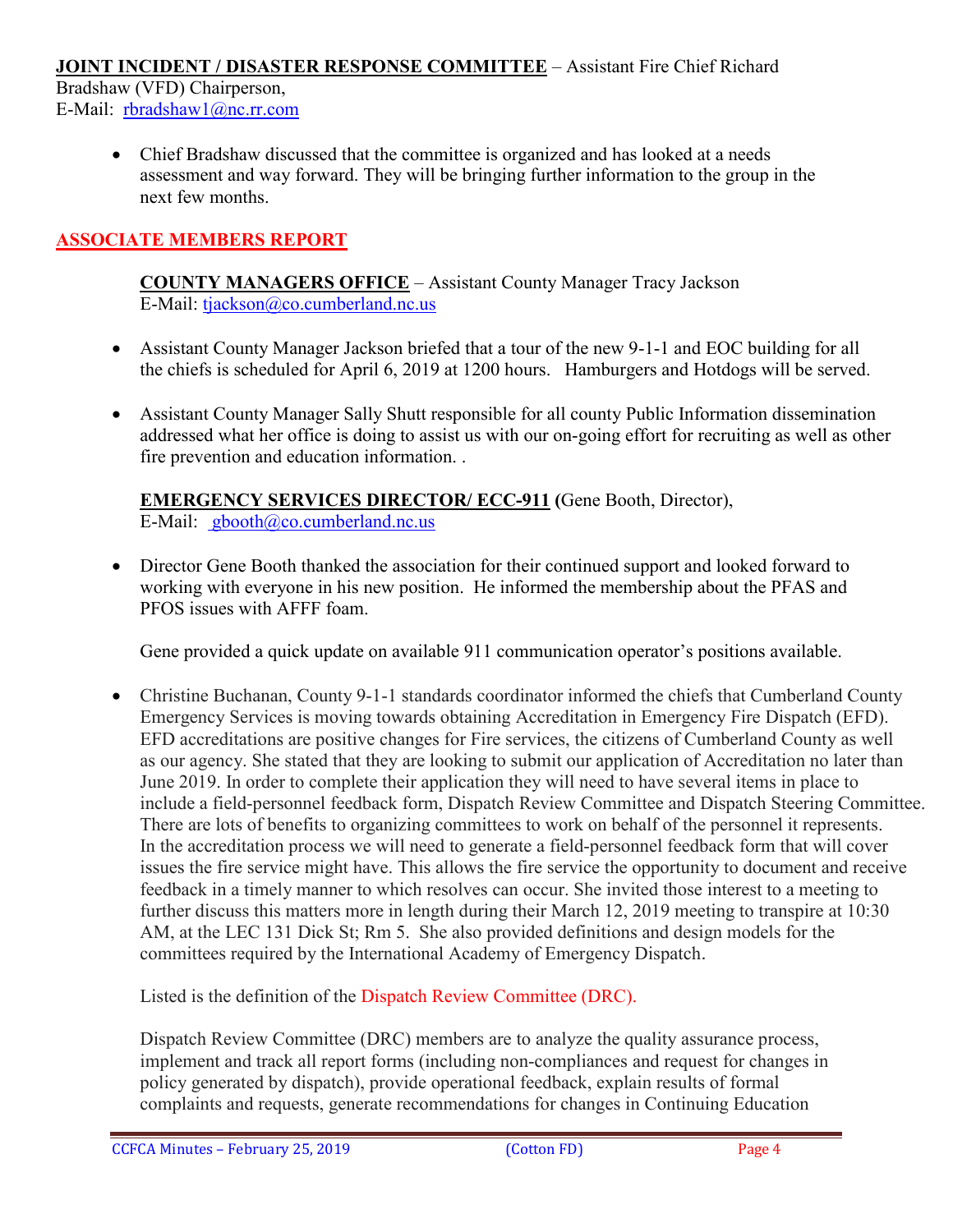**JOINT INCIDENT / DISASTER RESPONSE COMMITTEE** – Assistant Fire Chief Richard Bradshaw (VFD) Chairperson,
E-Mail: rbradshaw1@nc.rr.com

- Chief Bradshaw discussed that the committee is organized and has looked at a needs assessment and way forward. They will be bringing further information to the group in the next few months.

## ASSOCIATE MEMBERS REPORT

**COUNTY MANAGERS OFFICE** – Assistant County Manager Tracy Jackson
E-Mail: tjackson@co.cumberland.nc.us

- Assistant County Manager Jackson briefed that a tour of the new 9-1-1 and EOC building for all the chiefs is scheduled for April 6, 2019 at 1200 hours. Hamburgers and Hotdogs will be served.
- Assistant County Manager Sally Shutt responsible for all county Public Information dissemination addressed what her office is doing to assist us with our on-going effort for recruiting as well as other fire prevention and education information. .

**EMERGENCY SERVICES DIRECTOR/ ECC-911 (**Gene Booth, Director),
E-Mail: gbooth@co.cumberland.nc.us

- Director Gene Booth thanked the association for their continued support and looked forward to working with everyone in his new position. He informed the membership about the PFAS and PFOS issues with AFFF foam.

  Gene provided a quick update on available 911 communication operator's positions available.

- Christine Buchanan, County 9-1-1 standards coordinator informed the chiefs that Cumberland County Emergency Services is moving towards obtaining Accreditation in Emergency Fire Dispatch (EFD). EFD accreditations are positive changes for Fire services, the citizens of Cumberland County as well as our agency. She stated that they are looking to submit our application of Accreditation no later than June 2019. In order to complete their application they will need to have several items in place to include a field-personnel feedback form, Dispatch Review Committee and Dispatch Steering Committee. There are lots of benefits to organizing committees to work on behalf of the personnel it represents. In the accreditation process we will need to generate a field-personnel feedback form that will cover issues the fire service might have. This allows the fire service the opportunity to document and receive feedback in a timely manner to which resolves can occur. She invited those interest to a meeting to further discuss this matters more in length during their March 12, 2019 meeting to transpire at 10:30 AM, at the LEC 131 Dick St; Rm 5. She also provided definitions and design models for the committees required by the International Academy of Emergency Dispatch.

  Listed is the definition of the Dispatch Review Committee (DRC).

  Dispatch Review Committee (DRC) members are to analyze the quality assurance process, implement and track all report forms (including non-compliances and request for changes in policy generated by dispatch), provide operational feedback, explain results of formal complaints and requests, generate recommendations for changes in Continuing Education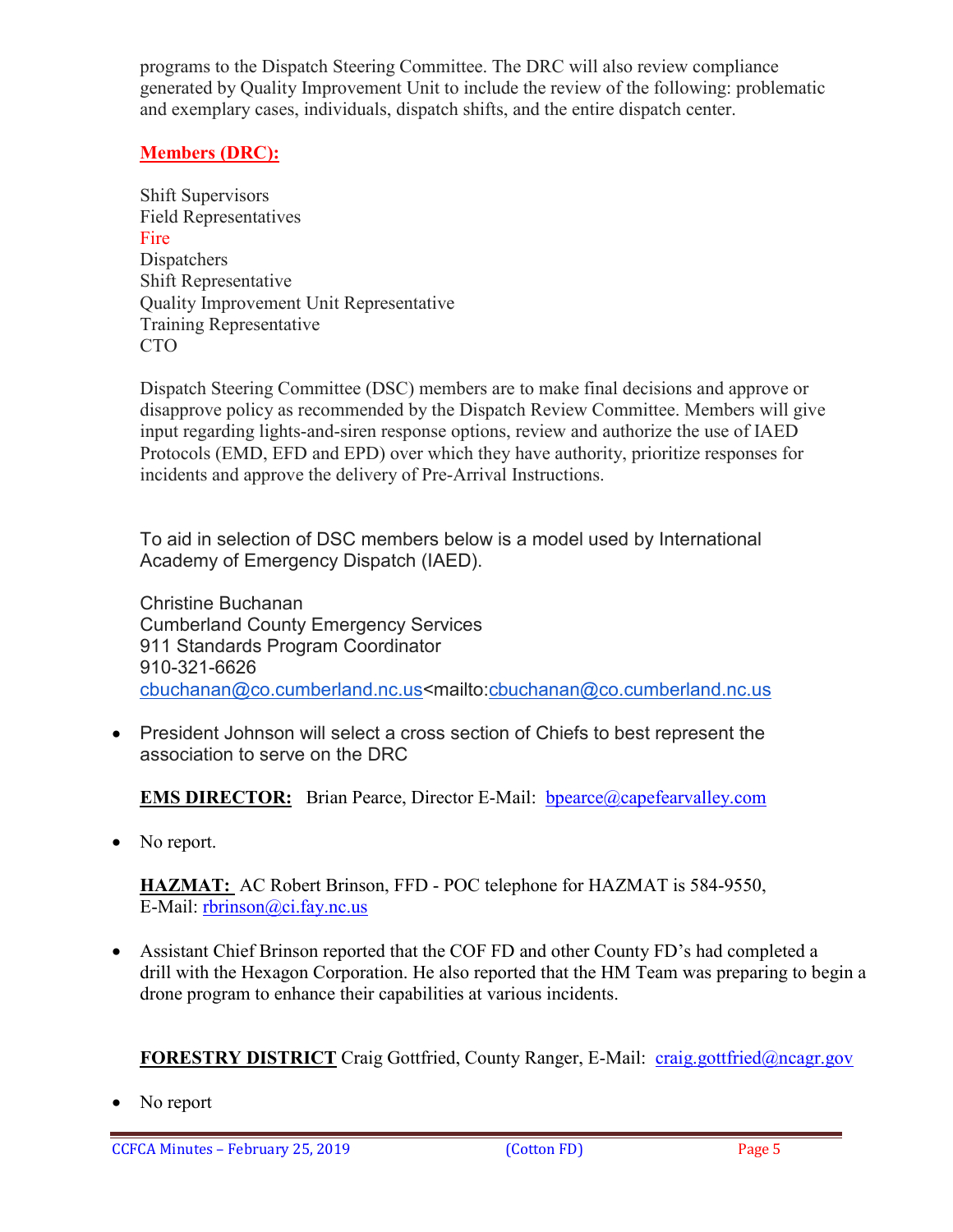programs to the Dispatch Steering Committee. The DRC will also review compliance generated by Quality Improvement Unit to include the review of the following: problematic and exemplary cases, individuals, dispatch shifts, and the entire dispatch center.

**Members (DRC):**

Shift Supervisors
Field Representatives
Fire
Dispatchers
Shift Representative
Quality Improvement Unit Representative
Training Representative
CTO

Dispatch Steering Committee (DSC) members are to make final decisions and approve or disapprove policy as recommended by the Dispatch Review Committee. Members will give input regarding lights-and-siren response options, review and authorize the use of IAED Protocols (EMD, EFD and EPD) over which they have authority, prioritize responses for incidents and approve the delivery of Pre-Arrival Instructions.

To aid in selection of DSC members below is a model used by International Academy of Emergency Dispatch (IAED).

Christine Buchanan
Cumberland County Emergency Services
911 Standards Program Coordinator
910-321-6626
cbuchanan@co.cumberland.nc.us<mailto:cbuchanan@co.cumberland.nc.us

- President Johnson will select a cross section of Chiefs to best represent the association to serve on the DRC

**EMS DIRECTOR:** Brian Pearce, Director E-Mail: bpearce@capefearvalley.com

- No report.

**HAZMAT:** AC Robert Brinson, FFD - POC telephone for HAZMAT is 584-9550, E-Mail: rbrinson@ci.fay.nc.us

- Assistant Chief Brinson reported that the COF FD and other County FD's had completed a drill with the Hexagon Corporation. He also reported that the HM Team was preparing to begin a drone program to enhance their capabilities at various incidents.

**FORESTRY DISTRICT** Craig Gottfried, County Ranger, E-Mail: craig.gottfried@ncagr.gov

- No report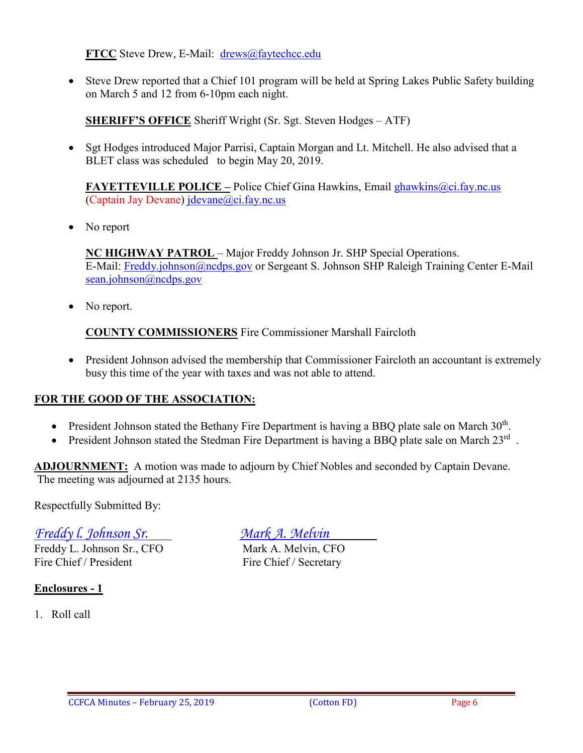**FTCC** Steve Drew, E-Mail: drews@faytechcc.edu

- Steve Drew reported that a Chief 101 program will be held at Spring Lakes Public Safety building on March 5 and 12 from 6-10pm each night.

**SHERIFF'S OFFICE** Sheriff Wright (Sr. Sgt. Steven Hodges – ATF)

- Sgt Hodges introduced Major Parrisi, Captain Morgan and Lt. Mitchell. He also advised that a BLET class was scheduled to begin May 20, 2019.

**FAYETTEVILLE POLICE –** Police Chief Gina Hawkins, Email ghawkins@ci.fay.nc.us (Captain Jay Devane) jdevane@ci.fay.nc.us

- No report

**NC HIGHWAY PATROL** – Major Freddy Johnson Jr. SHP Special Operations. E-Mail: Freddy.johnson@ncdps.gov or Sergeant S. Johnson SHP Raleigh Training Center E-Mail sean.johnson@ncdps.gov

- No report.

**COUNTY COMMISSIONERS** Fire Commissioner Marshall Faircloth

- President Johnson advised the membership that Commissioner Faircloth an accountant is extremely busy this time of the year with taxes and was not able to attend.

## FOR THE GOOD OF THE ASSOCIATION:

- President Johnson stated the Bethany Fire Department is having a BBQ plate sale on March 30th.
- President Johnson stated the Stedman Fire Department is having a BBQ plate sale on March 23rd .

**ADJOURNMENT:** A motion was made to adjourn by Chief Nobles and seconded by Captain Devane. The meeting was adjourned at 2135 hours.

Respectfully Submitted By:

| | |
|---|---|
| *Freddy l. Johnson Sr.* | *Mark A. Melvin* |
| Freddy L. Johnson Sr., CFO | Mark A. Melvin, CFO |
| Fire Chief / President | Fire Chief / Secretary |

**Enclosures - 1**

1. Roll call